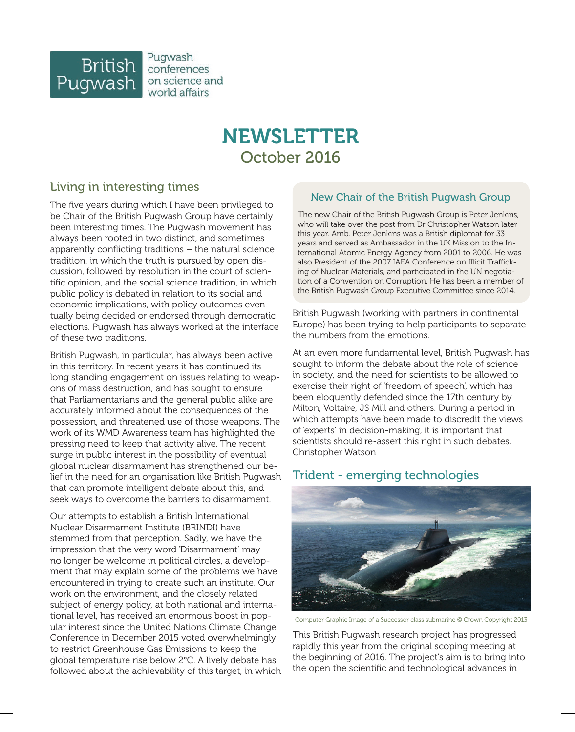British Pugwash — Pugwash conferences on science and world affairs

# NEWSLETTER
## October 2016

## Living in interesting times

The five years during which I have been privileged to be Chair of the British Pugwash Group have certainly been interesting times. The Pugwash movement has always been rooted in two distinct, and sometimes apparently conflicting traditions – the natural science tradition, in which the truth is pursued by open discussion, followed by resolution in the court of scientific opinion, and the social science tradition, in which public policy is debated in relation to its social and economic implications, with policy outcomes eventually being decided or endorsed through democratic elections. Pugwash has always worked at the interface of these two traditions.

British Pugwash, in particular, has always been active in this territory. In recent years it has continued its long standing engagement on issues relating to weapons of mass destruction, and has sought to ensure that Parliamentarians and the general public alike are accurately informed about the consequences of the possession, and threatened use of those weapons. The work of its WMD Awareness team has highlighted the pressing need to keep that activity alive. The recent surge in public interest in the possibility of eventual global nuclear disarmament has strengthened our belief in the need for an organisation like British Pugwash that can promote intelligent debate about this, and seek ways to overcome the barriers to disarmament.

Our attempts to establish a British International Nuclear Disarmament Institute (BRINDI) have stemmed from that perception. Sadly, we have the impression that the very word 'Disarmament' may no longer be welcome in political circles, a development that may explain some of the problems we have encountered in trying to create such an institute. Our work on the environment, and the closely related subject of energy policy, at both national and international level, has received an enormous boost in popular interest since the United Nations Climate Change Conference in December 2015 voted overwhelmingly to restrict Greenhouse Gas Emissions to keep the global temperature rise below 2°C. A lively debate has followed about the achievability of this target, in which British Pugwash (working with partners in continental Europe) has been trying to help participants to separate the numbers from the emotions.

At an even more fundamental level, British Pugwash has sought to inform the debate about the role of science in society, and the need for scientists to be allowed to exercise their right of 'freedom of speech', which has been eloquently defended since the 17th century by Milton, Voltaire, JS Mill and others. During a period in which attempts have been made to discredit the views of 'experts' in decision-making, it is important that scientists should re-assert this right in such debates.
Christopher Watson

### New Chair of the British Pugwash Group

The new Chair of the British Pugwash Group is Peter Jenkins, who will take over the post from Dr Christopher Watson later this year. Amb. Peter Jenkins was a British diplomat for 33 years and served as Ambassador in the UK Mission to the International Atomic Energy Agency from 2001 to 2006. He was also President of the 2007 IAEA Conference on Illicit Trafficking of Nuclear Materials, and participated in the UN negotiation of a Convention on Corruption. He has been a member of the British Pugwash Group Executive Committee since 2014.

## Trident - emerging technologies

Computer Graphic Image of a Successor class submarine © Crown Copyright 2013

This British Pugwash research project has progressed rapidly this year from the original scoping meeting at the beginning of 2016. The project's aim is to bring into the open the scientific and technological advances in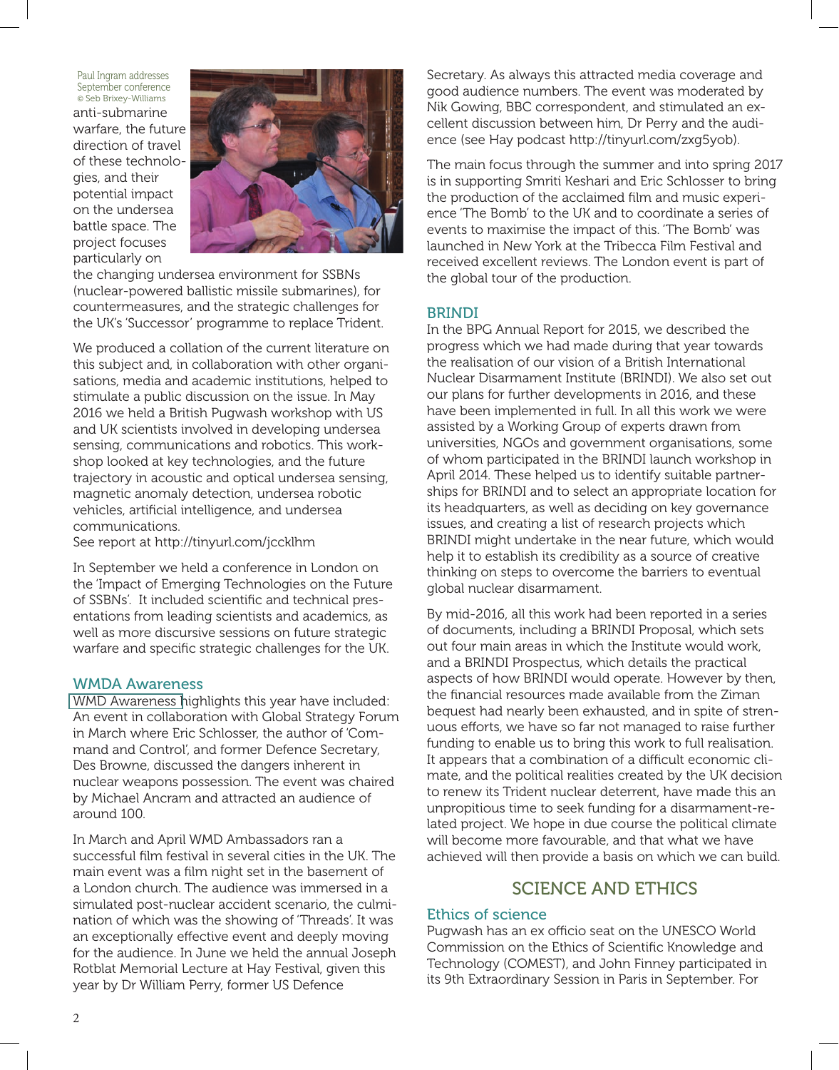Paul Ingram addresses September conference © Seb Brixey-Williams

anti-submarine warfare, the future direction of travel of these technologies, and their potential impact on the undersea battle space. The project focuses particularly on the changing undersea environment for SSBNs (nuclear-powered ballistic missile submarines), for countermeasures, and the strategic challenges for the UK's 'Successor' programme to replace Trident.

We produced a collation of the current literature on this subject and, in collaboration with other organisations, media and academic institutions, helped to stimulate a public discussion on the issue. In May 2016 we held a British Pugwash workshop with US and UK scientists involved in developing undersea sensing, communications and robotics. This workshop looked at key technologies, and the future trajectory in acoustic and optical undersea sensing, magnetic anomaly detection, undersea robotic vehicles, artificial intelligence, and undersea communications.
See report at http://tinyurl.com/jccklhm

In September we held a conference in London on the 'Impact of Emerging Technologies on the Future of SSBNs'. It included scientific and technical presentations from leading scientists and academics, as well as more discursive sessions on future strategic warfare and specific strategic challenges for the UK.

### WMDA Awareness

WMD Awareness highlights this year have included: An event in collaboration with Global Strategy Forum in March where Eric Schlosser, the author of 'Command and Control', and former Defence Secretary, Des Browne, discussed the dangers inherent in nuclear weapons possession. The event was chaired by Michael Ancram and attracted an audience of around 100.

In March and April WMD Ambassadors ran a successful film festival in several cities in the UK. The main event was a film night set in the basement of a London church. The audience was immersed in a simulated post-nuclear accident scenario, the culmination of which was the showing of 'Threads'. It was an exceptionally effective event and deeply moving for the audience. In June we held the annual Joseph Rotblat Memorial Lecture at Hay Festival, given this year by Dr William Perry, former US Defence Secretary. As always this attracted media coverage and good audience numbers. The event was moderated by Nik Gowing, BBC correspondent, and stimulated an excellent discussion between him, Dr Perry and the audience (see Hay podcast http://tinyurl.com/zxg5yob).

The main focus through the summer and into spring 2017 is in supporting Smriti Keshari and Eric Schlosser to bring the production of the acclaimed film and music experience 'The Bomb' to the UK and to coordinate a series of events to maximise the impact of this. 'The Bomb' was launched in New York at the Tribecca Film Festival and received excellent reviews. The London event is part of the global tour of the production.

### BRINDI

In the BPG Annual Report for 2015, we described the progress which we had made during that year towards the realisation of our vision of a British International Nuclear Disarmament Institute (BRINDI). We also set out our plans for further developments in 2016, and these have been implemented in full. In all this work we were assisted by a Working Group of experts drawn from universities, NGOs and government organisations, some of whom participated in the BRINDI launch workshop in April 2014. These helped us to identify suitable partnerships for BRINDI and to select an appropriate location for its headquarters, as well as deciding on key governance issues, and creating a list of research projects which BRINDI might undertake in the near future, which would help it to establish its credibility as a source of creative thinking on steps to overcome the barriers to eventual global nuclear disarmament.

By mid-2016, all this work had been reported in a series of documents, including a BRINDI Proposal, which sets out four main areas in which the Institute would work, and a BRINDI Prospectus, which details the practical aspects of how BRINDI would operate. However by then, the financial resources made available from the Ziman bequest had nearly been exhausted, and in spite of strenuous efforts, we have so far not managed to raise further funding to enable us to bring this work to full realisation. It appears that a combination of a difficult economic climate, and the political realities created by the UK decision to renew its Trident nuclear deterrent, have made this an unpropitious time to seek funding for a disarmament-related project. We hope in due course the political climate will become more favourable, and that what we have achieved will then provide a basis on which we can build.

## SCIENCE AND ETHICS

### Ethics of science

Pugwash has an ex officio seat on the UNESCO World Commission on the Ethics of Scientific Knowledge and Technology (COMEST), and John Finney participated in its 9th Extraordinary Session in Paris in September. For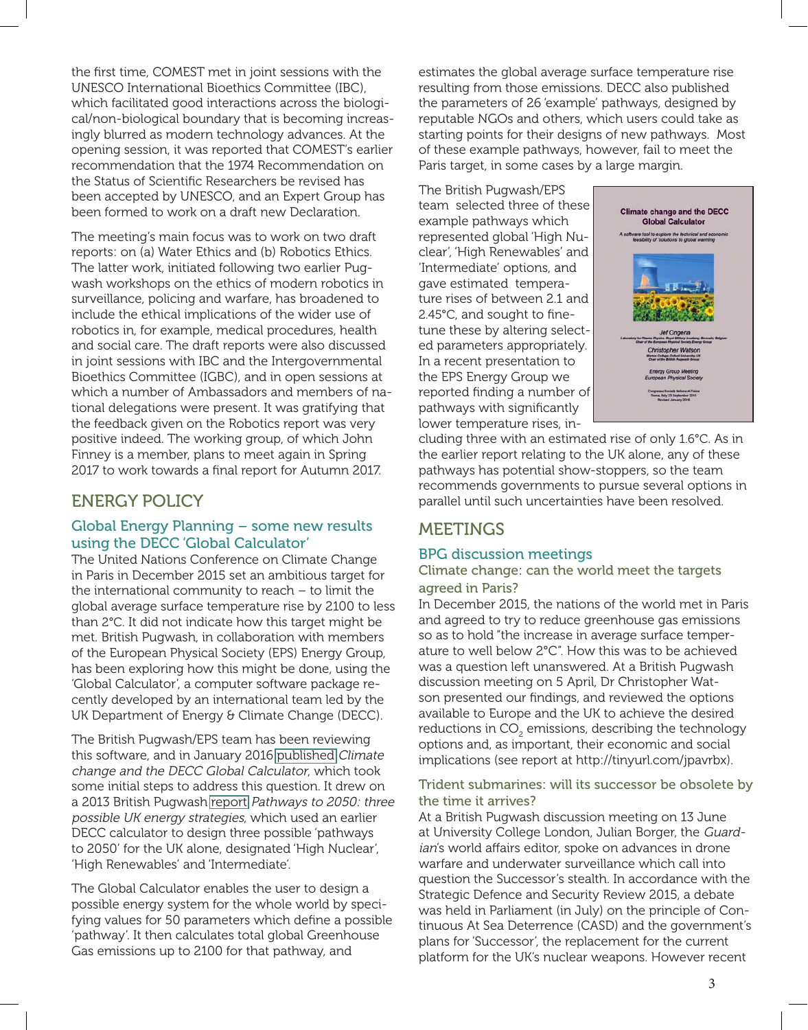the first time, COMEST met in joint sessions with the UNESCO International Bioethics Committee (IBC), which facilitated good interactions across the biological/non-biological boundary that is becoming increasingly blurred as modern technology advances. At the opening session, it was reported that COMEST's earlier recommendation that the 1974 Recommendation on the Status of Scientific Researchers be revised has been accepted by UNESCO, and an Expert Group has been formed to work on a draft new Declaration.

The meeting's main focus was to work on two draft reports: on (a) Water Ethics and (b) Robotics Ethics. The latter work, initiated following two earlier Pugwash workshops on the ethics of modern robotics in surveillance, policing and warfare, has broadened to include the ethical implications of the wider use of robotics in, for example, medical procedures, health and social care. The draft reports were also discussed in joint sessions with IBC and the Intergovernmental Bioethics Committee (IGBC), and in open sessions at which a number of Ambassadors and members of national delegations were present. It was gratifying that the feedback given on the Robotics report was very positive indeed. The working group, of which John Finney is a member, plans to meet again in Spring 2017 to work towards a final report for Autumn 2017.

## ENERGY POLICY

### Global Energy Planning – some new results using the DECC 'Global Calculator'

The United Nations Conference on Climate Change in Paris in December 2015 set an ambitious target for the international community to reach – to limit the global average surface temperature rise by 2100 to less than 2°C. It did not indicate how this target might be met. British Pugwash, in collaboration with members of the European Physical Society (EPS) Energy Group, has been exploring how this might be done, using the 'Global Calculator', a computer software package recently developed by an international team led by the UK Department of Energy & Climate Change (DECC).

The British Pugwash/EPS team has been reviewing this software, and in January 2016 published *Climate change and the DECC Global Calculator*, which took some initial steps to address this question. It drew on a 2013 British Pugwash report *Pathways to 2050: three possible UK energy strategies*, which used an earlier DECC calculator to design three possible 'pathways to 2050' for the UK alone, designated 'High Nuclear', 'High Renewables' and 'Intermediate'.

The Global Calculator enables the user to design a possible energy system for the whole world by specifying values for 50 parameters which define a possible 'pathway'. It then calculates total global Greenhouse Gas emissions up to 2100 for that pathway, and estimates the global average surface temperature rise resulting from those emissions. DECC also published the parameters of 26 'example' pathways, designed by reputable NGOs and others, which users could take as starting points for their designs of new pathways. Most of these example pathways, however, fail to meet the Paris target, in some cases by a large margin.

The British Pugwash/EPS team selected three of these example pathways which represented global 'High Nuclear', 'High Renewables' and 'Intermediate' options, and gave estimated temperature rises of between 2.1 and 2.45°C, and sought to fine-tune these by altering selected parameters appropriately. In a recent presentation to the EPS Energy Group we reported finding a number of pathways with significantly lower temperature rises, including three with an estimated rise of only 1.6°C. As in the earlier report relating to the UK alone, any of these pathways has potential show-stoppers, so the team recommends governments to pursue several options in parallel until such uncertainties have been resolved.

## MEETINGS

### BPG discussion meetings

#### Climate change: can the world meet the targets agreed in Paris?

In December 2015, the nations of the world met in Paris and agreed to try to reduce greenhouse gas emissions so as to hold "the increase in average surface temperature to well below 2°C". How this was to be achieved was a question left unanswered. At a British Pugwash discussion meeting on 5 April, Dr Christopher Watson presented our findings, and reviewed the options available to Europe and the UK to achieve the desired reductions in $CO_2$ emissions, describing the technology options and, as important, their economic and social implications (see report at http://tinyurl.com/jpavrbx).

#### Trident submarines: will its successor be obsolete by the time it arrives?

At a British Pugwash discussion meeting on 13 June at University College London, Julian Borger, the *Guardian*'s world affairs editor, spoke on advances in drone warfare and underwater surveillance which call into question the Successor's stealth. In accordance with the Strategic Defence and Security Review 2015, a debate was held in Parliament (in July) on the principle of Continuous At Sea Deterrence (CASD) and the government's plans for 'Successor', the replacement for the current platform for the UK's nuclear weapons. However recent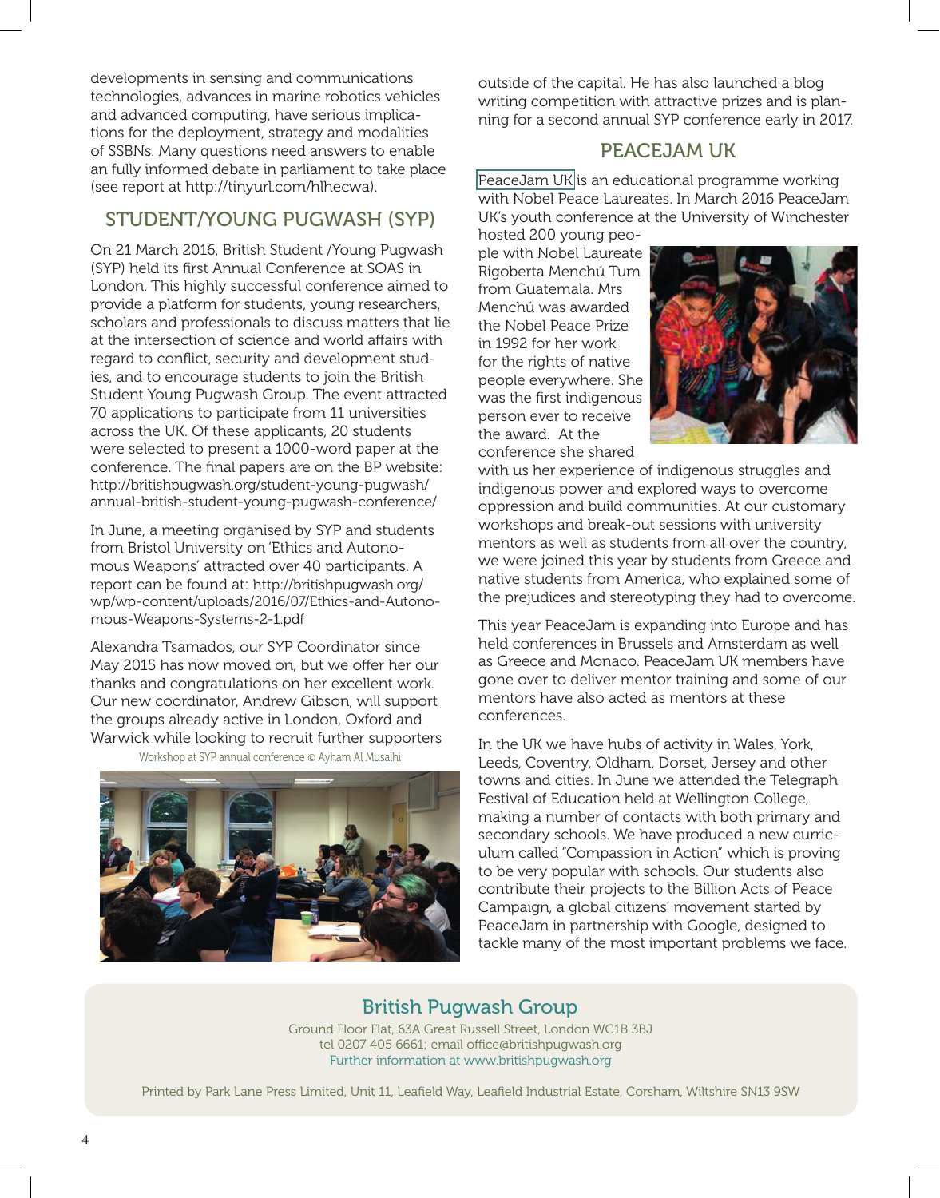developments in sensing and communications technologies, advances in marine robotics vehicles and advanced computing, have serious implications for the deployment, strategy and modalities of SSBNs. Many questions need answers to enable an fully informed debate in parliament to take place (see report at http://tinyurl.com/hlhecwa).

## STUDENT/YOUNG PUGWASH (SYP)

On 21 March 2016, British Student /Young Pugwash (SYP) held its first Annual Conference at SOAS in London. This highly successful conference aimed to provide a platform for students, young researchers, scholars and professionals to discuss matters that lie at the intersection of science and world affairs with regard to conflict, security and development studies, and to encourage students to join the British Student Young Pugwash Group. The event attracted 70 applications to participate from 11 universities across the UK. Of these applicants, 20 students were selected to present a 1000-word paper at the conference. The final papers are on the BP website: http://britishpugwash.org/student-young-pugwash/annual-british-student-young-pugwash-conference/

In June, a meeting organised by SYP and students from Bristol University on 'Ethics and Autonomous Weapons' attracted over 40 participants. A report can be found at: http://britishpugwash.org/wp/wp-content/uploads/2016/07/Ethics-and-Autonomous-Weapons-Systems-2-1.pdf

Alexandra Tsamados, our SYP Coordinator since May 2015 has now moved on, but we offer her our thanks and congratulations on her excellent work. Our new coordinator, Andrew Gibson, will support the groups already active in London, Oxford and Warwick while looking to recruit further supporters outside of the capital. He has also launched a blog writing competition with attractive prizes and is planning for a second annual SYP conference early in 2017.

Workshop at SYP annual conference © Ayham Al Musalhi

## PEACEJAM UK

PeaceJam UK is an educational programme working with Nobel Peace Laureates. In March 2016 PeaceJam UK's youth conference at the University of Winchester hosted 200 young people with Nobel Laureate Rigoberta Menchú Tum from Guatemala. Mrs Menchú was awarded the Nobel Peace Prize in 1992 for her work for the rights of native people everywhere. She was the first indigenous person ever to receive the award. At the conference she shared with us her experience of indigenous struggles and indigenous power and explored ways to overcome oppression and build communities. At our customary workshops and break-out sessions with university mentors as well as students from all over the country, we were joined this year by students from Greece and native students from America, who explained some of the prejudices and stereotyping they had to overcome.

This year PeaceJam is expanding into Europe and has held conferences in Brussels and Amsterdam as well as Greece and Monaco. PeaceJam UK members have gone over to deliver mentor training and some of our mentors have also acted as mentors at these conferences.

In the UK we have hubs of activity in Wales, York, Leeds, Coventry, Oldham, Dorset, Jersey and other towns and cities. In June we attended the Telegraph Festival of Education held at Wellington College, making a number of contacts with both primary and secondary schools. We have produced a new curriculum called "Compassion in Action" which is proving to be very popular with schools. Our students also contribute their projects to the Billion Acts of Peace Campaign, a global citizens' movement started by PeaceJam in partnership with Google, designed to tackle many of the most important problems we face.

## British Pugwash Group

Ground Floor Flat, 63A Great Russell Street, London WC1B 3BJ
tel 0207 405 6661; email office@britishpugwash.org
Further information at www.britishpugwash.org

Printed by Park Lane Press Limited, Unit 11, Leafield Way, Leafield Industrial Estate, Corsham, Wiltshire SN13 9SW